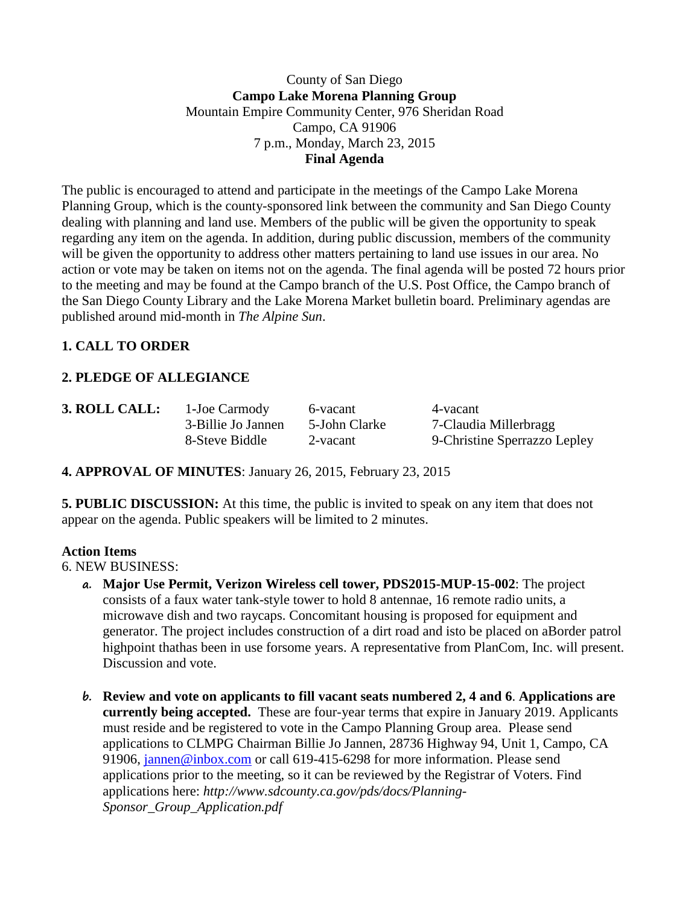County of San Diego

**Campo Lake Morena Planning Group**

Mountain Empire Community Center, 976 Sheridan Road

Campo, CA 91906

7 p.m., Monday, March 23, 2015

**Final Agenda**

The public is encouraged to attend and participate in the meetings of the Campo Lake Morena Planning Group, which is the county-sponsored link between the community and San Diego County dealing with planning and land use. Members of the public will be given the opportunity to speak regarding any item on the agenda. In addition, during public discussion, members of the community will be given the opportunity to address other matters pertaining to land use issues in our area. No action or vote may be taken on items not on the agenda. The final agenda will be posted 72 hours prior to the meeting and may be found at the Campo branch of the U.S. Post Office, the Campo branch of the San Diego County Library and the Lake Morena Market bulletin board. Preliminary agendas are published around mid-month in *The Alpine Sun*.

**1. CALL TO ORDER**

**2. PLEDGE OF ALLEGIANCE**

| **3. ROLL CALL:** | 1-Joe Carmody | 6-vacant | 4-vacant |
|---|---|---|---|
| | 3-Billie Jo Jannen | 5-John Clarke | 7-Claudia Millerbragg |
| | 8-Steve Biddle | 2-vacant | 9-Christine Sperrazzo Lepley |

**4. APPROVAL OF MINUTES**: January 26, 2015, February 23, 2015

**5. PUBLIC DISCUSSION:** At this time, the public is invited to speak on any item that does not appear on the agenda. Public speakers will be limited to 2 minutes.

**Action Items**

6. NEW BUSINESS:

a. **Major Use Permit, Verizon Wireless cell tower, PDS2015-MUP-15-002**: The project consists of a faux water tank-style tower to hold 8 antennae, 16 remote radio units, a microwave dish and two raycaps. Concomitant housing is proposed for equipment and generator. The project includes construction of a dirt road and isto be placed on aBorder patrol highpoint thathas been in use forsome years. A representative from PlanCom, Inc. will present. Discussion and vote.

b. **Review and vote on applicants to fill vacant seats numbered 2, 4 and 6**. **Applications are currently being accepted.** These are four-year terms that expire in January 2019. Applicants must reside and be registered to vote in the Campo Planning Group area. Please send applications to CLMPG Chairman Billie Jo Jannen, 28736 Highway 94, Unit 1, Campo, CA 91906, jannen@inbox.com or call 619-415-6298 for more information. Please send applications prior to the meeting, so it can be reviewed by the Registrar of Voters. Find applications here: *http://www.sdcounty.ca.gov/pds/docs/Planning-Sponsor_Group_Application.pdf*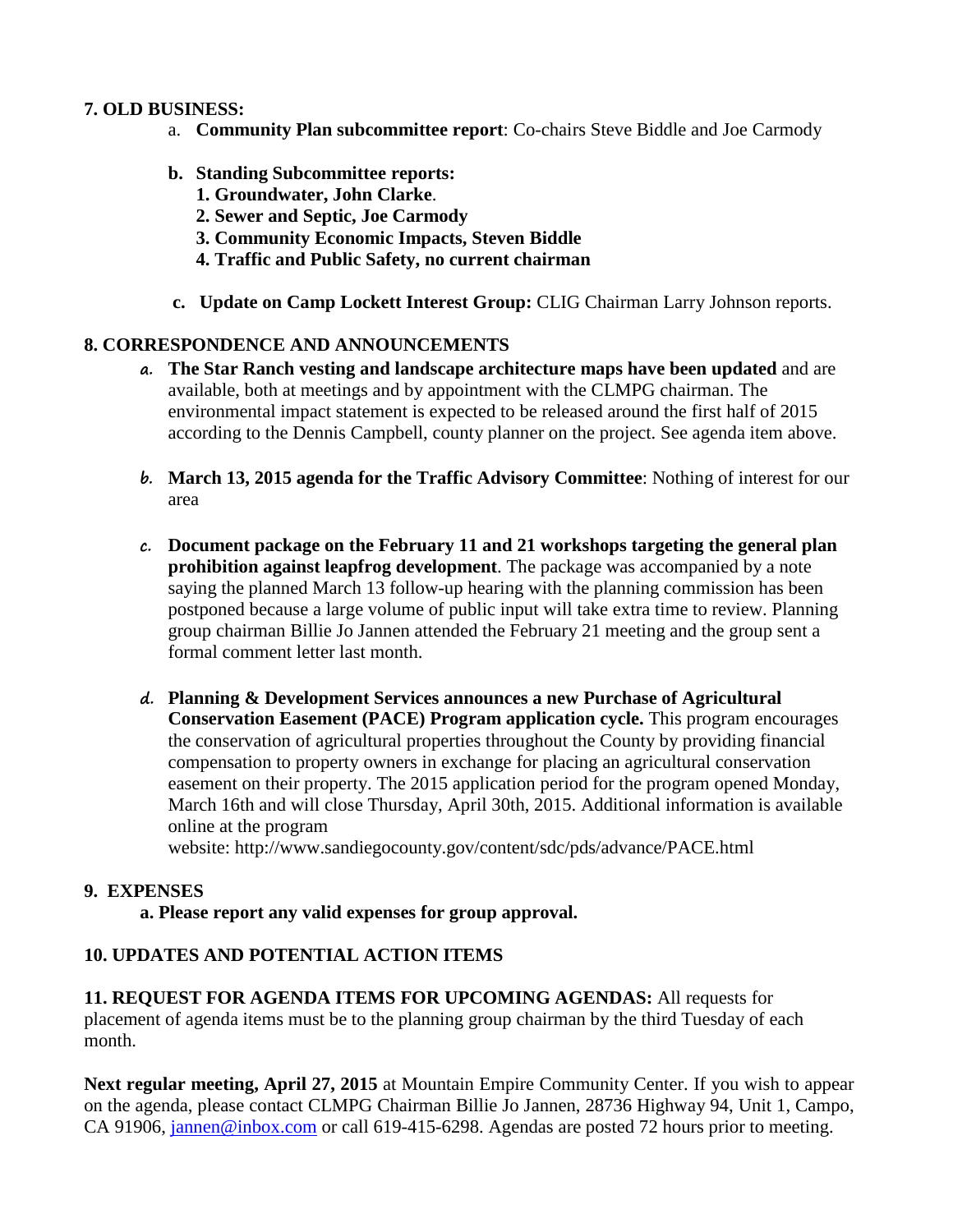**7. OLD BUSINESS:**

a. **Community Plan subcommittee report**: Co-chairs Steve Biddle and Joe Carmody

b. **Standing Subcommittee reports:**
   1. **Groundwater, John Clarke**.
   2. **Sewer and Septic, Joe Carmody**
   3. **Community Economic Impacts, Steven Biddle**
   4. **Traffic and Public Safety, no current chairman**

c. **Update on Camp Lockett Interest Group:** CLIG Chairman Larry Johnson reports.

**8. CORRESPONDENCE AND ANNOUNCEMENTS**

a. **The Star Ranch vesting and landscape architecture maps have been updated** and are available, both at meetings and by appointment with the CLMPG chairman. The environmental impact statement is expected to be released around the first half of 2015 according to the Dennis Campbell, county planner on the project. See agenda item above.

b. **March 13, 2015 agenda for the Traffic Advisory Committee**: Nothing of interest for our area

c. **Document package on the February 11 and 21 workshops targeting the general plan prohibition against leapfrog development**. The package was accompanied by a note saying the planned March 13 follow-up hearing with the planning commission has been postponed because a large volume of public input will take extra time to review. Planning group chairman Billie Jo Jannen attended the February 21 meeting and the group sent a formal comment letter last month.

d. **Planning & Development Services announces a new Purchase of Agricultural Conservation Easement (PACE) Program application cycle.** This program encourages the conservation of agricultural properties throughout the County by providing financial compensation to property owners in exchange for placing an agricultural conservation easement on their property. The 2015 application period for the program opened Monday, March 16th and will close Thursday, April 30th, 2015. Additional information is available online at the program website: http://www.sandiegocounty.gov/content/sdc/pds/advance/PACE.html

**9. EXPENSES**

a. **Please report any valid expenses for group approval.**

**10. UPDATES AND POTENTIAL ACTION ITEMS**

**11. REQUEST FOR AGENDA ITEMS FOR UPCOMING AGENDAS:** All requests for placement of agenda items must be to the planning group chairman by the third Tuesday of each month.

**Next regular meeting, April 27, 2015** at Mountain Empire Community Center. If you wish to appear on the agenda, please contact CLMPG Chairman Billie Jo Jannen, 28736 Highway 94, Unit 1, Campo, CA 91906, jannen@inbox.com or call 619-415-6298. Agendas are posted 72 hours prior to meeting.